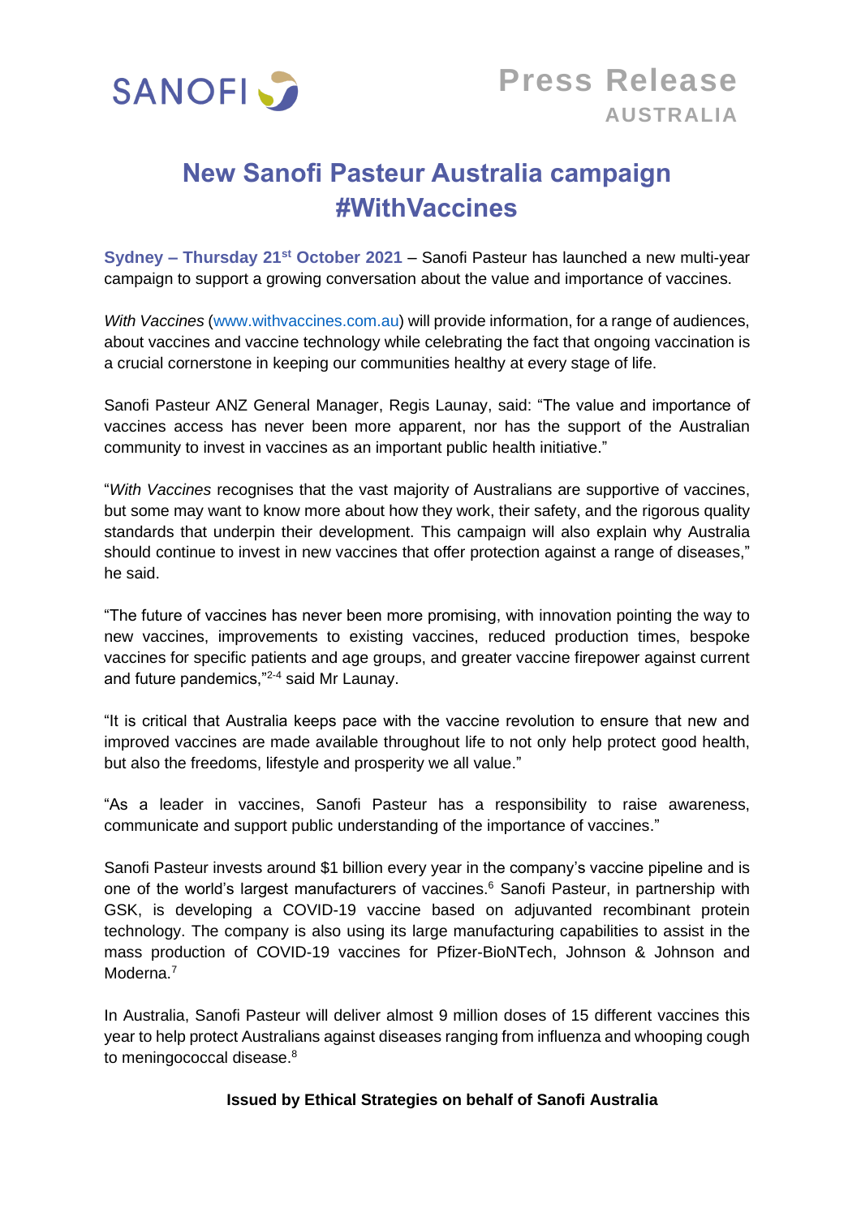SANOFI

Press Release
AUSTRALIA

# New Sanofi Pasteur Australia campaign #WithVaccines

**Sydney – Thursday 21st October 2021** – Sanofi Pasteur has launched a new multi-year campaign to support a growing conversation about the value and importance of vaccines.

*With Vaccines* (www.withvaccines.com.au) will provide information, for a range of audiences, about vaccines and vaccine technology while celebrating the fact that ongoing vaccination is a crucial cornerstone in keeping our communities healthy at every stage of life.

Sanofi Pasteur ANZ General Manager, Regis Launay, said: "The value and importance of vaccines access has never been more apparent, nor has the support of the Australian community to invest in vaccines as an important public health initiative."

"*With Vaccines* recognises that the vast majority of Australians are supportive of vaccines, but some may want to know more about how they work, their safety, and the rigorous quality standards that underpin their development. This campaign will also explain why Australia should continue to invest in new vaccines that offer protection against a range of diseases," he said.

"The future of vaccines has never been more promising, with innovation pointing the way to new vaccines, improvements to existing vaccines, reduced production times, bespoke vaccines for specific patients and age groups, and greater vaccine firepower against current and future pandemics,"[2-4] said Mr Launay.

"It is critical that Australia keeps pace with the vaccine revolution to ensure that new and improved vaccines are made available throughout life to not only help protect good health, but also the freedoms, lifestyle and prosperity we all value."

"As a leader in vaccines, Sanofi Pasteur has a responsibility to raise awareness, communicate and support public understanding of the importance of vaccines."

Sanofi Pasteur invests around $1 billion every year in the company's vaccine pipeline and is one of the world's largest manufacturers of vaccines.[6] Sanofi Pasteur, in partnership with GSK, is developing a COVID-19 vaccine based on adjuvanted recombinant protein technology. The company is also using its large manufacturing capabilities to assist in the mass production of COVID-19 vaccines for Pfizer-BioNTech, Johnson & Johnson and Moderna.[7]

In Australia, Sanofi Pasteur will deliver almost 9 million doses of 15 different vaccines this year to help protect Australians against diseases ranging from influenza and whooping cough to meningococcal disease.[8]

**Issued by Ethical Strategies on behalf of Sanofi Australia**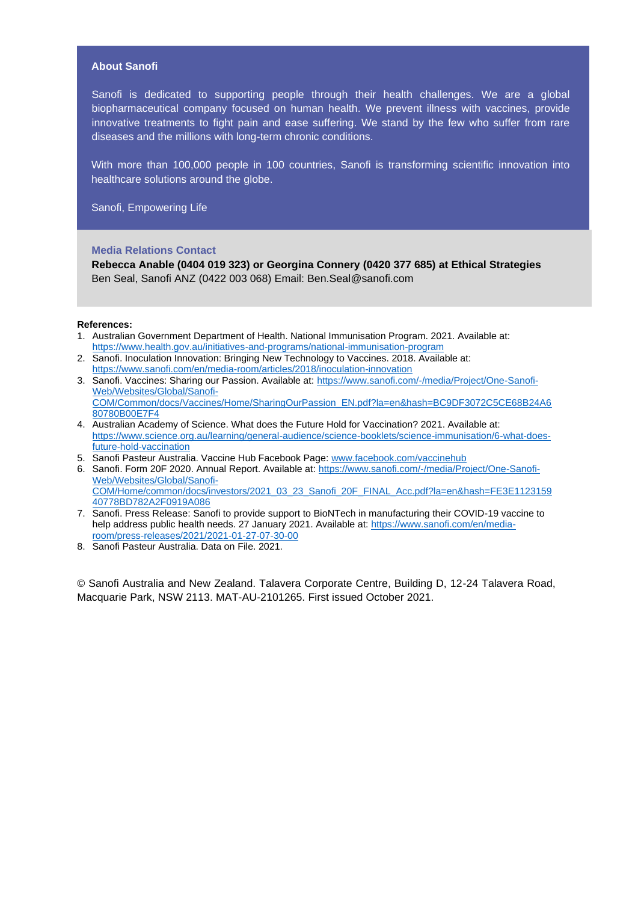## About Sanofi

Sanofi is dedicated to supporting people through their health challenges. We are a global biopharmaceutical company focused on human health. We prevent illness with vaccines, provide innovative treatments to fight pain and ease suffering. We stand by the few who suffer from rare diseases and the millions with long-term chronic conditions.

With more than 100,000 people in 100 countries, Sanofi is transforming scientific innovation into healthcare solutions around the globe.

Sanofi, Empowering Life

### Media Relations Contact

**Rebecca Anable (0404 019 323) or Georgina Connery (0420 377 685) at Ethical Strategies**
Ben Seal, Sanofi ANZ (0422 003 068) Email: Ben.Seal@sanofi.com

**References:**

1. Australian Government Department of Health. National Immunisation Program. 2021. Available at: https://www.health.gov.au/initiatives-and-programs/national-immunisation-program
2. Sanofi. Inoculation Innovation: Bringing New Technology to Vaccines. 2018. Available at: https://www.sanofi.com/en/media-room/articles/2018/inoculation-innovation
3. Sanofi. Vaccines: Sharing our Passion. Available at: https://www.sanofi.com/-/media/Project/One-Sanofi-Web/Websites/Global/Sanofi-COM/Common/docs/Vaccines/Home/SharingOurPassion_EN.pdf?la=en&hash=BC9DF3072C5CE68B24A680780B00E7F4
4. Australian Academy of Science. What does the Future Hold for Vaccination? 2021. Available at: https://www.science.org.au/learning/general-audience/science-booklets/science-immunisation/6-what-does-future-hold-vaccination
5. Sanofi Pasteur Australia. Vaccine Hub Facebook Page: www.facebook.com/vaccinehub
6. Sanofi. Form 20F 2020. Annual Report. Available at: https://www.sanofi.com/-/media/Project/One-Sanofi-Web/Websites/Global/Sanofi-COM/Home/common/docs/investors/2021_03_23_Sanofi_20F_FINAL_Acc.pdf?la=en&hash=FE3E112315940778BD782A2F0919A086
7. Sanofi. Press Release: Sanofi to provide support to BioNTech in manufacturing their COVID-19 vaccine to help address public health needs. 27 January 2021. Available at: https://www.sanofi.com/en/media-room/press-releases/2021/2021-01-27-07-30-00
8. Sanofi Pasteur Australia. Data on File. 2021.

© Sanofi Australia and New Zealand. Talavera Corporate Centre, Building D, 12-24 Talavera Road, Macquarie Park, NSW 2113. MAT-AU-2101265. First issued October 2021.